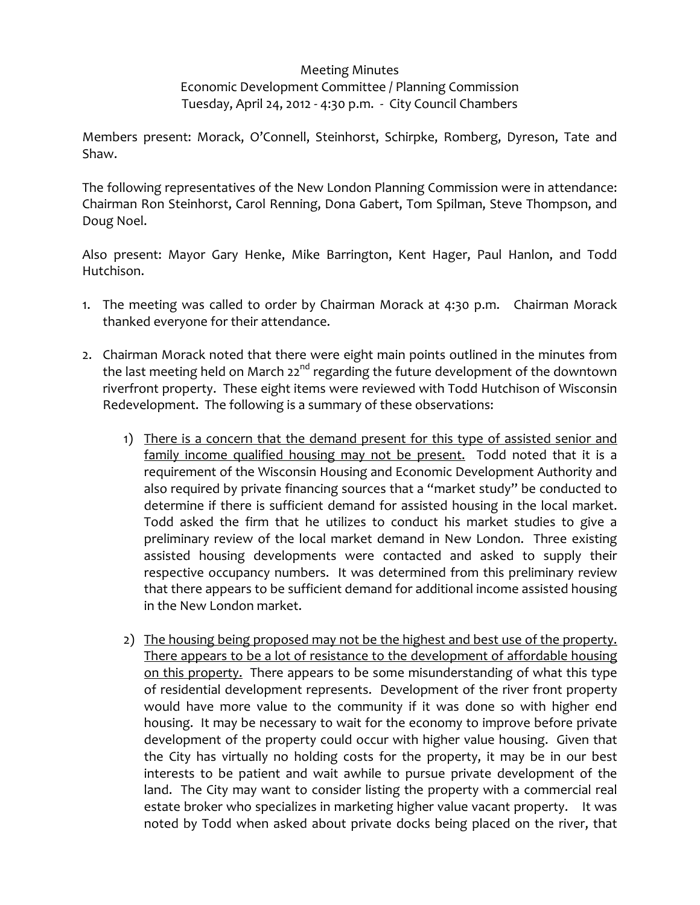Meeting Minutes
Economic Development Committee / Planning Commission
Tuesday, April 24, 2012 - 4:30 p.m. - City Council Chambers

Members present: Morack, O'Connell, Steinhorst, Schirpke, Romberg, Dyreson, Tate and Shaw.

The following representatives of the New London Planning Commission were in attendance: Chairman Ron Steinhorst, Carol Renning, Dona Gabert, Tom Spilman, Steve Thompson, and Doug Noel.

Also present: Mayor Gary Henke, Mike Barrington, Kent Hager, Paul Hanlon, and Todd Hutchison.

1. The meeting was called to order by Chairman Morack at 4:30 p.m. Chairman Morack thanked everyone for their attendance.

2. Chairman Morack noted that there were eight main points outlined in the minutes from the last meeting held on March 22nd regarding the future development of the downtown riverfront property. These eight items were reviewed with Todd Hutchison of Wisconsin Redevelopment. The following is a summary of these observations:

   1) <u>There is a concern that the demand present for this type of assisted senior and family income qualified housing may not be present.</u> Todd noted that it is a requirement of the Wisconsin Housing and Economic Development Authority and also required by private financing sources that a "market study" be conducted to determine if there is sufficient demand for assisted housing in the local market. Todd asked the firm that he utilizes to conduct his market studies to give a preliminary review of the local market demand in New London. Three existing assisted housing developments were contacted and asked to supply their respective occupancy numbers. It was determined from this preliminary review that there appears to be sufficient demand for additional income assisted housing in the New London market.

   2) <u>The housing being proposed may not be the highest and best use of the property. There appears to be a lot of resistance to the development of affordable housing on this property.</u> There appears to be some misunderstanding of what this type of residential development represents. Development of the river front property would have more value to the community if it was done so with higher end housing. It may be necessary to wait for the economy to improve before private development of the property could occur with higher value housing. Given that the City has virtually no holding costs for the property, it may be in our best interests to be patient and wait awhile to pursue private development of the land. The City may want to consider listing the property with a commercial real estate broker who specializes in marketing higher value vacant property. It was noted by Todd when asked about private docks being placed on the river, that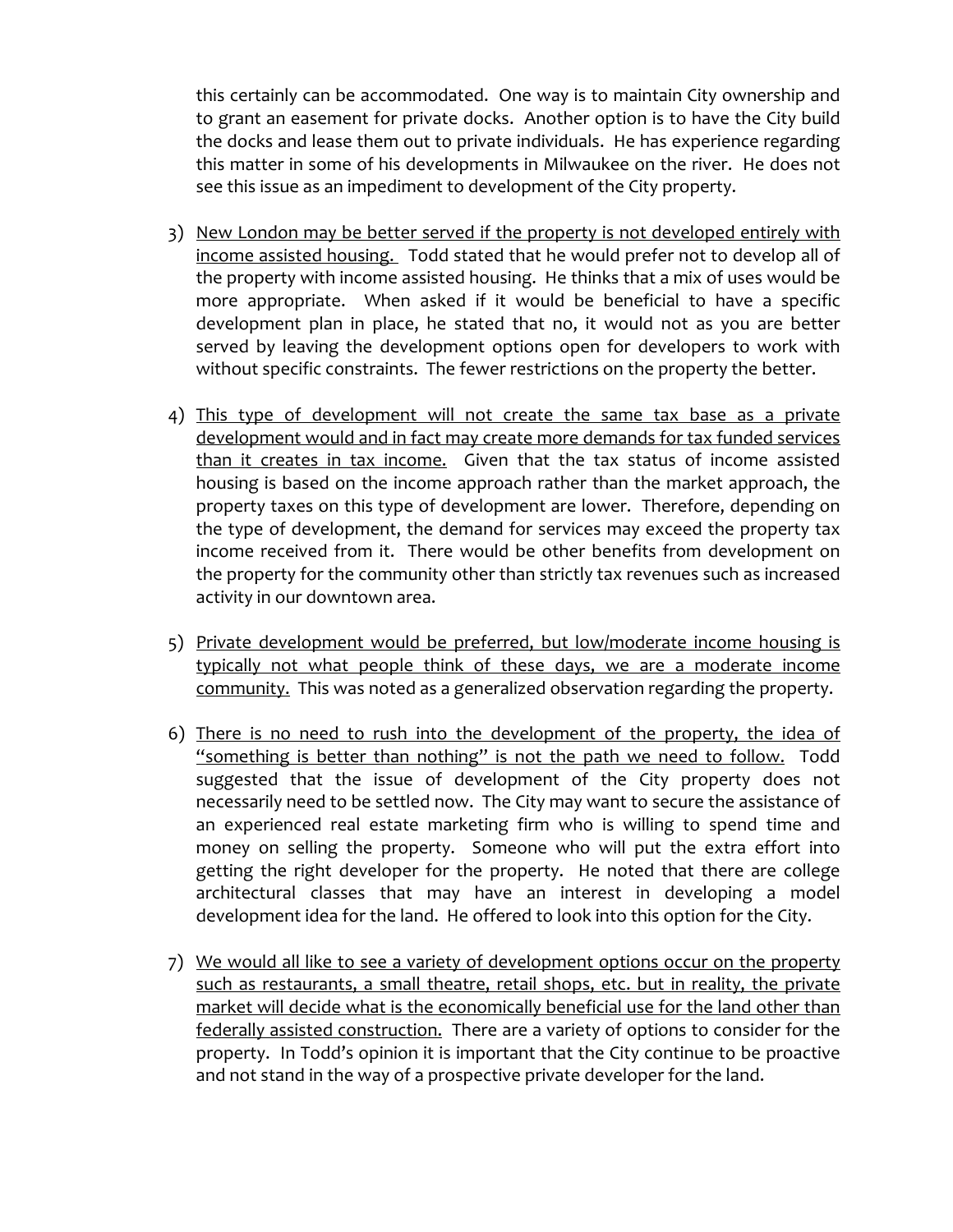this certainly can be accommodated. One way is to maintain City ownership and to grant an easement for private docks. Another option is to have the City build the docks and lease them out to private individuals. He has experience regarding this matter in some of his developments in Milwaukee on the river. He does not see this issue as an impediment to development of the City property.

3) <u>New London may be better served if the property is not developed entirely with income assisted housing.</u> Todd stated that he would prefer not to develop all of the property with income assisted housing. He thinks that a mix of uses would be more appropriate. When asked if it would be beneficial to have a specific development plan in place, he stated that no, it would not as you are better served by leaving the development options open for developers to work with without specific constraints. The fewer restrictions on the property the better.

4) <u>This type of development will not create the same tax base as a private development would and in fact may create more demands for tax funded services than it creates in tax income.</u> Given that the tax status of income assisted housing is based on the income approach rather than the market approach, the property taxes on this type of development are lower. Therefore, depending on the type of development, the demand for services may exceed the property tax income received from it. There would be other benefits from development on the property for the community other than strictly tax revenues such as increased activity in our downtown area.

5) <u>Private development would be preferred, but low/moderate income housing is typically not what people think of these days, we are a moderate income community.</u> This was noted as a generalized observation regarding the property.

6) <u>There is no need to rush into the development of the property, the idea of "something is better than nothing" is not the path we need to follow.</u> Todd suggested that the issue of development of the City property does not necessarily need to be settled now. The City may want to secure the assistance of an experienced real estate marketing firm who is willing to spend time and money on selling the property. Someone who will put the extra effort into getting the right developer for the property. He noted that there are college architectural classes that may have an interest in developing a model development idea for the land. He offered to look into this option for the City.

7) <u>We would all like to see a variety of development options occur on the property such as restaurants, a small theatre, retail shops, etc. but in reality, the private market will decide what is the economically beneficial use for the land other than federally assisted construction.</u> There are a variety of options to consider for the property. In Todd's opinion it is important that the City continue to be proactive and not stand in the way of a prospective private developer for the land.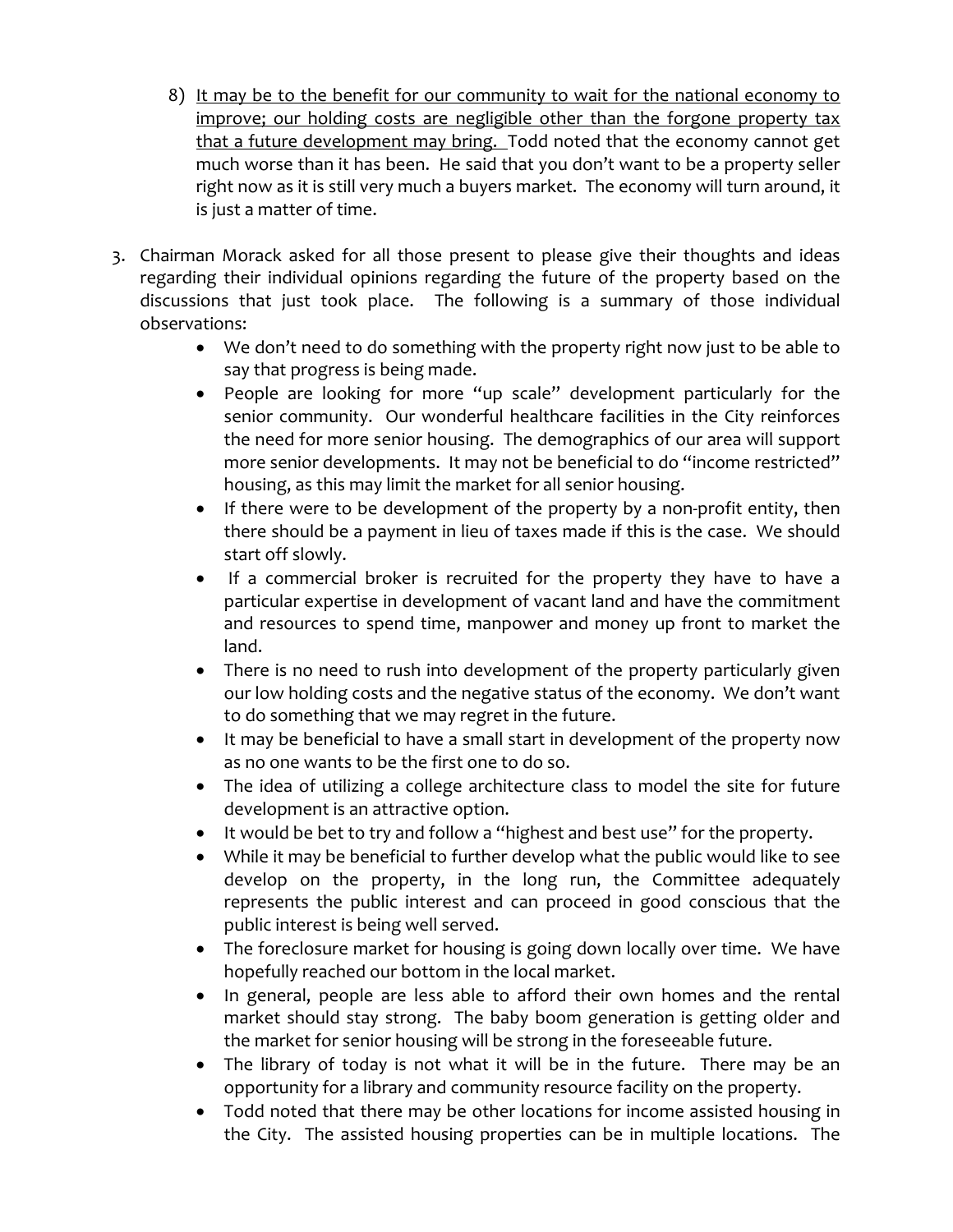8) <u>It may be to the benefit for our community to wait for the national economy to improve; our holding costs are negligible other than the forgone property tax that a future development may bring.</u> Todd noted that the economy cannot get much worse than it has been. He said that you don't want to be a property seller right now as it is still very much a buyers market. The economy will turn around, it is just a matter of time.

3. Chairman Morack asked for all those present to please give their thoughts and ideas regarding their individual opinions regarding the future of the property based on the discussions that just took place. The following is a summary of those individual observations:
   - We don't need to do something with the property right now just to be able to say that progress is being made.
   - People are looking for more "up scale" development particularly for the senior community. Our wonderful healthcare facilities in the City reinforces the need for more senior housing. The demographics of our area will support more senior developments. It may not be beneficial to do "income restricted" housing, as this may limit the market for all senior housing.
   - If there were to be development of the property by a non-profit entity, then there should be a payment in lieu of taxes made if this is the case. We should start off slowly.
   - If a commercial broker is recruited for the property they have to have a particular expertise in development of vacant land and have the commitment and resources to spend time, manpower and money up front to market the land.
   - There is no need to rush into development of the property particularly given our low holding costs and the negative status of the economy. We don't want to do something that we may regret in the future.
   - It may be beneficial to have a small start in development of the property now as no one wants to be the first one to do so.
   - The idea of utilizing a college architecture class to model the site for future development is an attractive option.
   - It would be bet to try and follow a "highest and best use" for the property.
   - While it may be beneficial to further develop what the public would like to see develop on the property, in the long run, the Committee adequately represents the public interest and can proceed in good conscious that the public interest is being well served.
   - The foreclosure market for housing is going down locally over time. We have hopefully reached our bottom in the local market.
   - In general, people are less able to afford their own homes and the rental market should stay strong. The baby boom generation is getting older and the market for senior housing will be strong in the foreseeable future.
   - The library of today is not what it will be in the future. There may be an opportunity for a library and community resource facility on the property.
   - Todd noted that there may be other locations for income assisted housing in the City. The assisted housing properties can be in multiple locations. The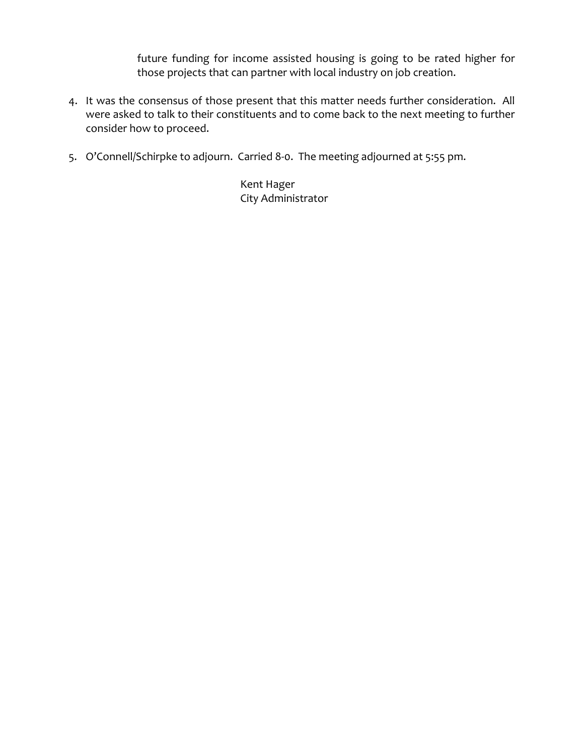future funding for income assisted housing is going to be rated higher for those projects that can partner with local industry on job creation.

4. It was the consensus of those present that this matter needs further consideration. All were asked to talk to their constituents and to come back to the next meeting to further consider how to proceed.

5. O'Connell/Schirpke to adjourn. Carried 8-0. The meeting adjourned at 5:55 pm.

Kent Hager
City Administrator